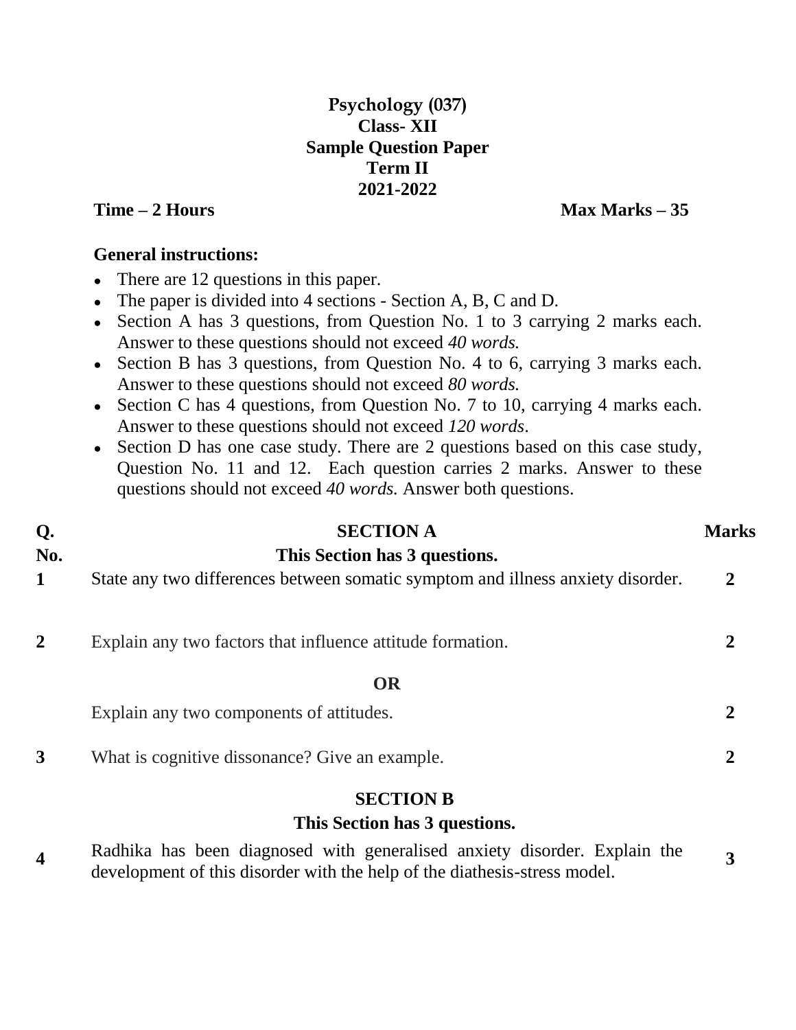# Psychology (037)
## Class- XII
## Sample Question Paper
## Term II
## 2021-2022

**Time – 2 Hours** **Max Marks – 35**

**General instructions:**

- There are 12 questions in this paper.
- The paper is divided into 4 sections - Section A, B, C and D.
- Section A has 3 questions, from Question No. 1 to 3 carrying 2 marks each. Answer to these questions should not exceed *40 words.*
- Section B has 3 questions, from Question No. 4 to 6, carrying 3 marks each. Answer to these questions should not exceed *80 words.*
- Section C has 4 questions, from Question No. 7 to 10, carrying 4 marks each. Answer to these questions should not exceed *120 words*.
- Section D has one case study. There are 2 questions based on this case study, Question No. 11 and 12. Each question carries 2 marks. Answer to these questions should not exceed *40 words.* Answer both questions.

| Q. No. | SECTION A<br>This Section has 3 questions. | Marks |
|---|---|---|
| 1 | State any two differences between somatic symptom and illness anxiety disorder. | 2 |
| 2 | Explain any two factors that influence attitude formation. | 2 |
| | **OR** | |
| | Explain any two components of attitudes. | 2 |
| 3 | What is cognitive dissonance? Give an example. | 2 |
| | **SECTION B**<br>**This Section has 3 questions.** | |
| 4 | Radhika has been diagnosed with generalised anxiety disorder. Explain the development of this disorder with the help of the diathesis-stress model. | 3 |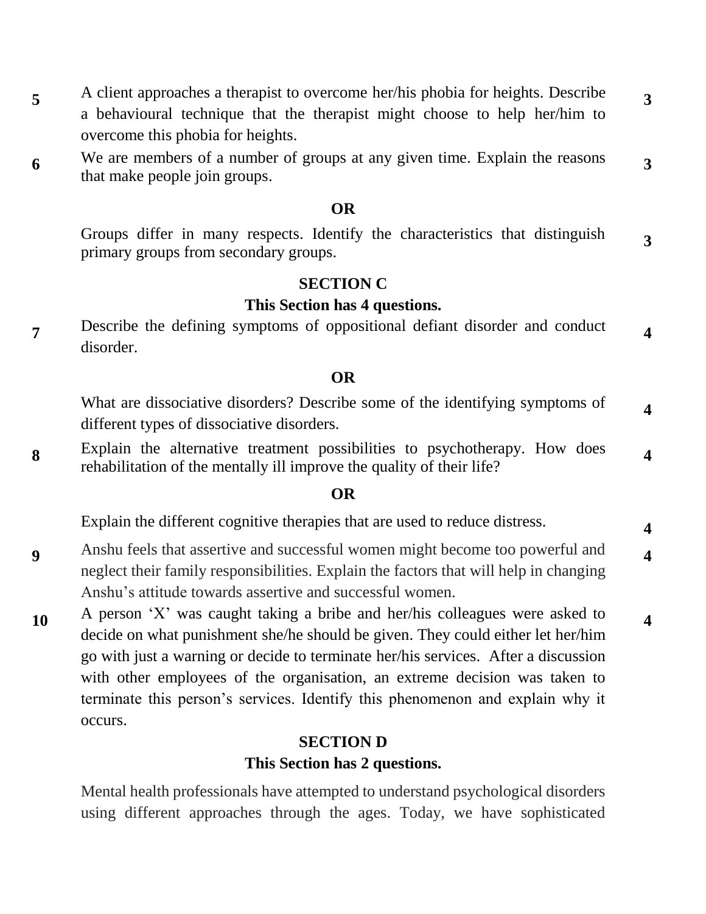**5** A client approaches a therapist to overcome her/his phobia for heights. Describe a behavioural technique that the therapist might choose to help her/him to overcome this phobia for heights. **3**

**6** We are members of a number of groups at any given time. Explain the reasons that make people join groups. **3**

**OR**

Groups differ in many respects. Identify the characteristics that distinguish primary groups from secondary groups. **3**

## SECTION C

### This Section has 4 questions.

**7** Describe the defining symptoms of oppositional defiant disorder and conduct disorder. **4**

**OR**

What are dissociative disorders? Describe some of the identifying symptoms of different types of dissociative disorders. **4**

**8** Explain the alternative treatment possibilities to psychotherapy. How does rehabilitation of the mentally ill improve the quality of their life? **4**

**OR**

Explain the different cognitive therapies that are used to reduce distress. **4**

**9** Anshu feels that assertive and successful women might become too powerful and neglect their family responsibilities. Explain the factors that will help in changing Anshu's attitude towards assertive and successful women. **4**

**10** A person 'X' was caught taking a bribe and her/his colleagues were asked to decide on what punishment she/he should be given. They could either let her/him go with just a warning or decide to terminate her/his services. After a discussion with other employees of the organisation, an extreme decision was taken to terminate this person's services. Identify this phenomenon and explain why it occurs. **4**

## SECTION D

### This Section has 2 questions.

Mental health professionals have attempted to understand psychological disorders using different approaches through the ages. Today, we have sophisticated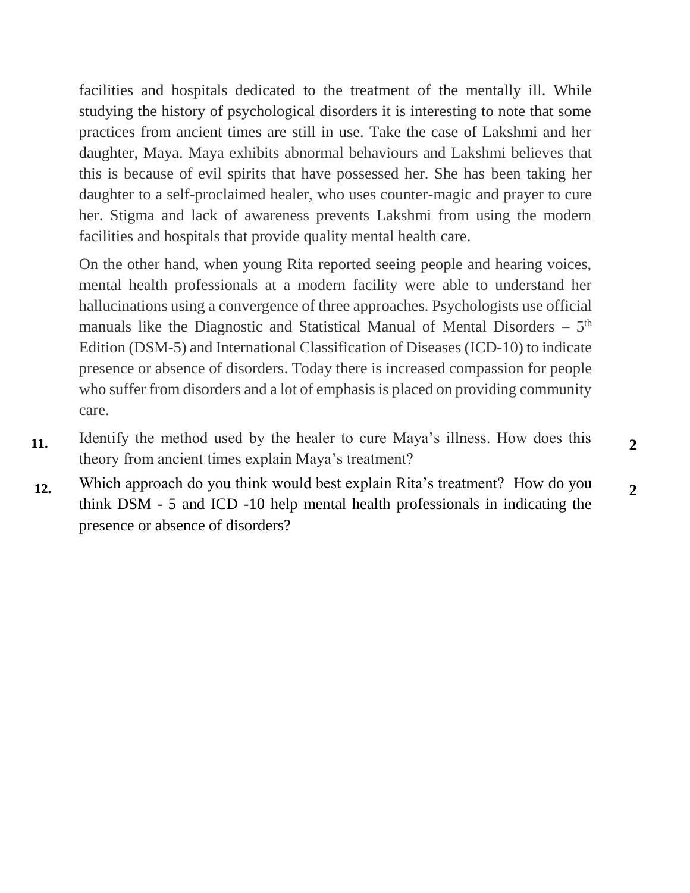facilities and hospitals dedicated to the treatment of the mentally ill. While studying the history of psychological disorders it is interesting to note that some practices from ancient times are still in use. Take the case of Lakshmi and her daughter, Maya. Maya exhibits abnormal behaviours and Lakshmi believes that this is because of evil spirits that have possessed her. She has been taking her daughter to a self-proclaimed healer, who uses counter-magic and prayer to cure her. Stigma and lack of awareness prevents Lakshmi from using the modern facilities and hospitals that provide quality mental health care.

On the other hand, when young Rita reported seeing people and hearing voices, mental health professionals at a modern facility were able to understand her hallucinations using a convergence of three approaches. Psychologists use official manuals like the Diagnostic and Statistical Manual of Mental Disorders – 5th Edition (DSM-5) and International Classification of Diseases (ICD-10) to indicate presence or absence of disorders. Today there is increased compassion for people who suffer from disorders and a lot of emphasis is placed on providing community care.

**11.** Identify the method used by the healer to cure Maya's illness. How does this theory from ancient times explain Maya's treatment? **2**

**12.** Which approach do you think would best explain Rita's treatment? How do you think DSM - 5 and ICD -10 help mental health professionals in indicating the presence or absence of disorders? **2**